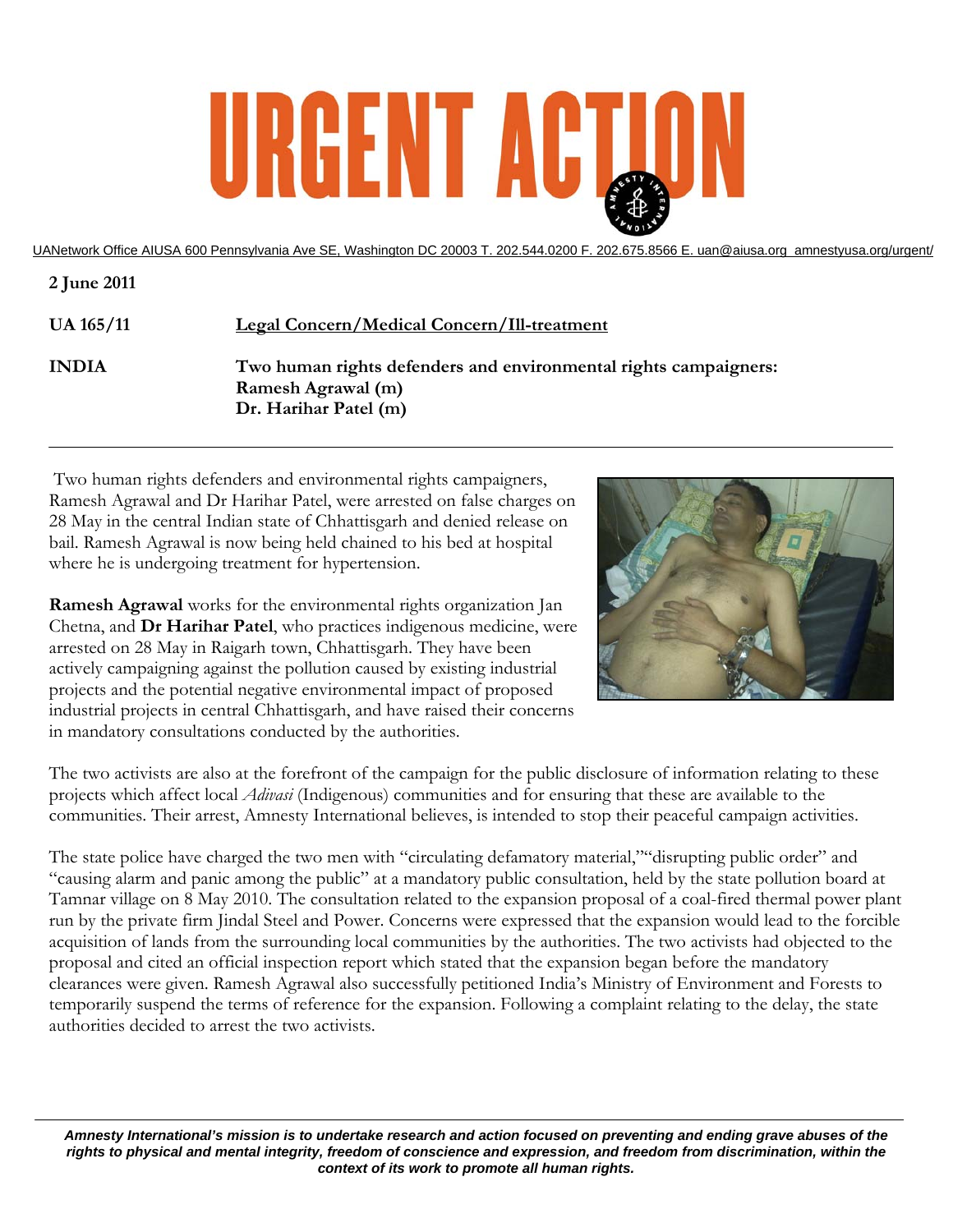# URGENT ACTION

UANetwork Office AIUSA 600 Pennsylvania Ave SE, Washington DC 20003 T. 202.544.0200 F. 202.675.8566 E. uan@aiusa.org amnestyusa.org/urgent/

**2 June 2011**

**UA 165/11** **Legal Concern/Medical Concern/Ill-treatment**

**INDIA** **Two human rights defenders and environmental rights campaigners:**
**Ramesh Agrawal (m)**
**Dr. Harihar Patel (m)**

---

Two human rights defenders and environmental rights campaigners, Ramesh Agrawal and Dr Harihar Patel, were arrested on false charges on 28 May in the central Indian state of Chhattisgarh and denied release on bail. Ramesh Agrawal is now being held chained to his bed at hospital where he is undergoing treatment for hypertension.

**Ramesh Agrawal** works for the environmental rights organization Jan Chetna, and **Dr Harihar Patel**, who practices indigenous medicine, were arrested on 28 May in Raigarh town, Chhattisgarh. They have been actively campaigning against the pollution caused by existing industrial projects and the potential negative environmental impact of proposed industrial projects in central Chhattisgarh, and have raised their concerns in mandatory consultations conducted by the authorities.

The two activists are also at the forefront of the campaign for the public disclosure of information relating to these projects which affect local *Adivasi* (Indigenous) communities and for ensuring that these are available to the communities. Their arrest, Amnesty International believes, is intended to stop their peaceful campaign activities.

The state police have charged the two men with "circulating defamatory material,""disrupting public order" and "causing alarm and panic among the public" at a mandatory public consultation, held by the state pollution board at Tamnar village on 8 May 2010. The consultation related to the expansion proposal of a coal-fired thermal power plant run by the private firm Jindal Steel and Power. Concerns were expressed that the expansion would lead to the forcible acquisition of lands from the surrounding local communities by the authorities. The two activists had objected to the proposal and cited an official inspection report which stated that the expansion began before the mandatory clearances were given. Ramesh Agrawal also successfully petitioned India's Ministry of Environment and Forests to temporarily suspend the terms of reference for the expansion. Following a complaint relating to the delay, the state authorities decided to arrest the two activists.

---

***Amnesty International's mission is to undertake research and action focused on preventing and ending grave abuses of the rights to physical and mental integrity, freedom of conscience and expression, and freedom from discrimination, within the context of its work to promote all human rights.***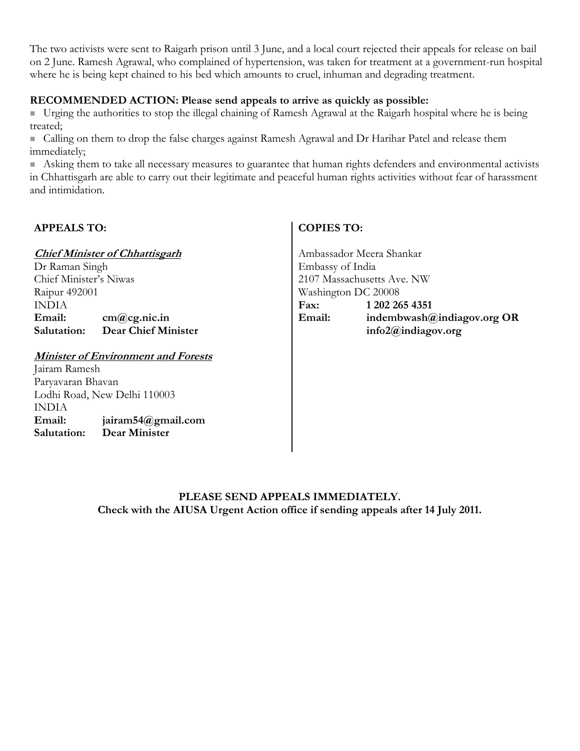The two activists were sent to Raigarh prison until 3 June, and a local court rejected their appeals for release on bail on 2 June. Ramesh Agrawal, who complained of hypertension, was taken for treatment at a government-run hospital where he is being kept chained to his bed which amounts to cruel, inhuman and degrading treatment.

**RECOMMENDED ACTION: Please send appeals to arrive as quickly as possible:**

- Urging the authorities to stop the illegal chaining of Ramesh Agrawal at the Raigarh hospital where he is being treated;
- Calling on them to drop the false charges against Ramesh Agrawal and Dr Harihar Patel and release them immediately;
- Asking them to take all necessary measures to guarantee that human rights defenders and environmental activists in Chhattisgarh are able to carry out their legitimate and peaceful human rights activities without fear of harassment and intimidation.

**APPEALS TO:**

***Chief Minister of Chhattisgarh***
Dr Raman Singh
Chief Minister's Niwas
Raipur 492001
INDIA
**Email:** **cm@cg.nic.in**
**Salutation:** **Dear Chief Minister**

***Minister of Environment and Forests***
Jairam Ramesh
Paryavaran Bhavan
Lodhi Road, New Delhi 110003
INDIA
**Email:** **jairam54@gmail.com**
**Salutation:** **Dear Minister**

**COPIES TO:**

Ambassador Meera Shankar
Embassy of India
2107 Massachusetts Ave. NW
Washington DC 20008
**Fax:** **1 202 265 4351**
**Email:** **indembwash@indiagov.org OR info2@indiagov.org**

**PLEASE SEND APPEALS IMMEDIATELY.**
**Check with the AIUSA Urgent Action office if sending appeals after 14 July 2011.**